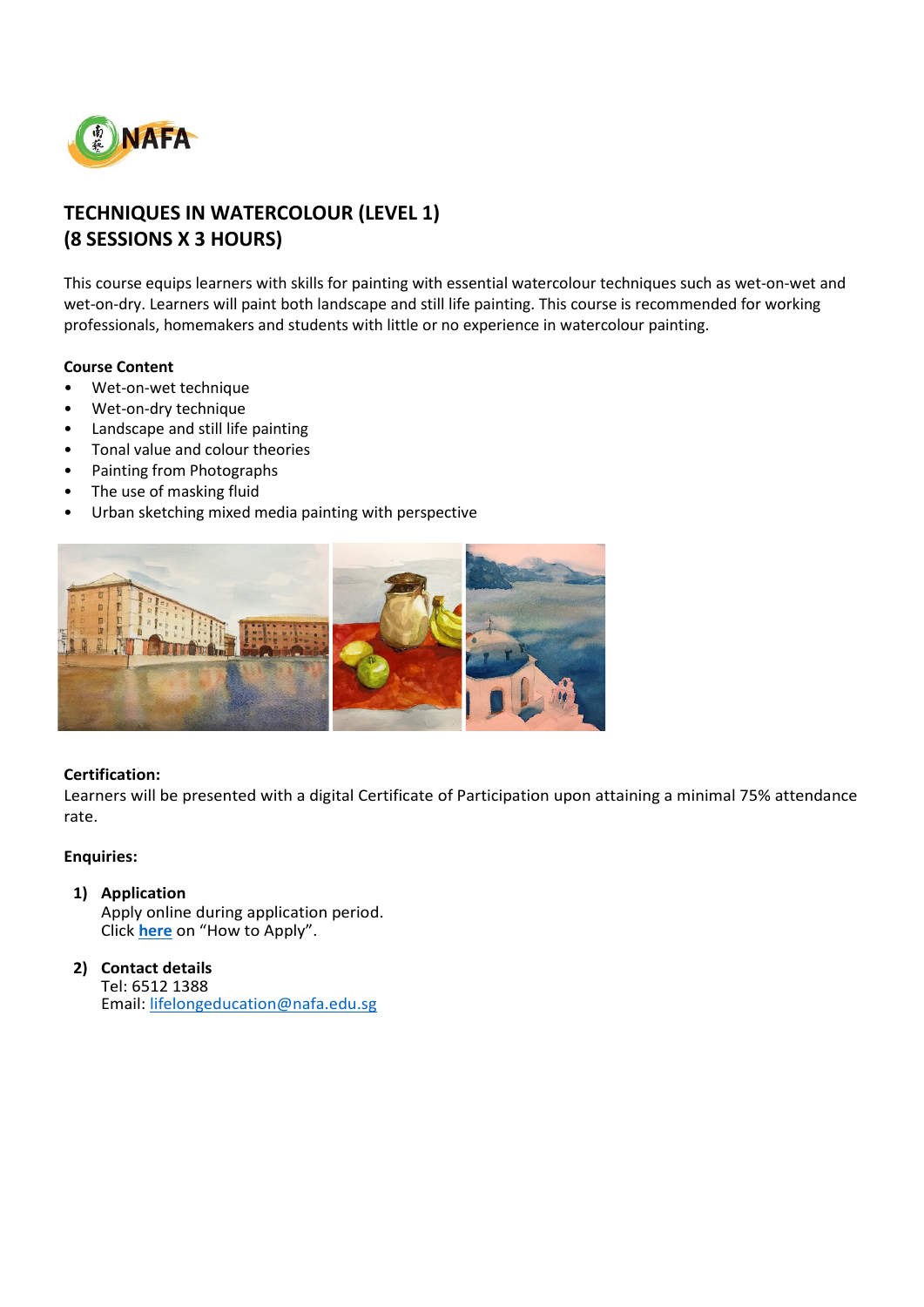# TECHNIQUES IN WATERCOLOUR (LEVEL 1)
# (8 SESSIONS X 3 HOURS)

This course equips learners with skills for painting with essential watercolour techniques such as wet-on-wet and wet-on-dry. Learners will paint both landscape and still life painting. This course is recommended for working professionals, homemakers and students with little or no experience in watercolour painting.

**Course Content**

- Wet-on-wet technique
- Wet-on-dry technique
- Landscape and still life painting
- Tonal value and colour theories
- Painting from Photographs
- The use of masking fluid
- Urban sketching mixed media painting with perspective

**Certification:**

Learners will be presented with a digital Certificate of Participation upon attaining a minimal 75% attendance rate.

**Enquiries:**

1) **Application**
   Apply online during application period.
   Click **here** on "How to Apply".

2) **Contact details**
   Tel: 6512 1388
   Email: lifelongeducation@nafa.edu.sg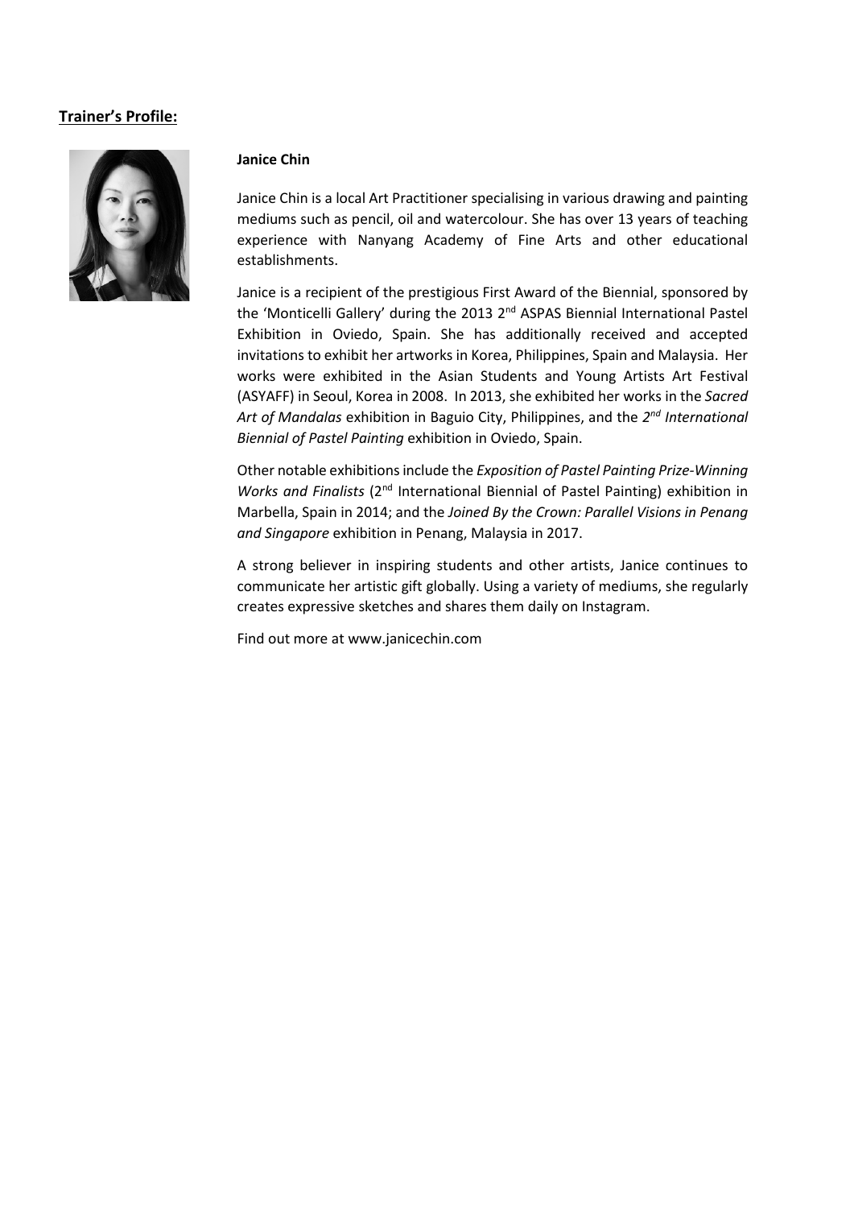## **Trainer's Profile:**

**Janice Chin**

Janice Chin is a local Art Practitioner specialising in various drawing and painting mediums such as pencil, oil and watercolour. She has over 13 years of teaching experience with Nanyang Academy of Fine Arts and other educational establishments.

Janice is a recipient of the prestigious First Award of the Biennial, sponsored by the 'Monticelli Gallery' during the 2013 2nd ASPAS Biennial International Pastel Exhibition in Oviedo, Spain. She has additionally received and accepted invitations to exhibit her artworks in Korea, Philippines, Spain and Malaysia. Her works were exhibited in the Asian Students and Young Artists Art Festival (ASYAFF) in Seoul, Korea in 2008. In 2013, she exhibited her works in the *Sacred Art of Mandalas* exhibition in Baguio City, Philippines, and the *2nd International Biennial of Pastel Painting* exhibition in Oviedo, Spain.

Other notable exhibitions include the *Exposition of Pastel Painting Prize-Winning Works and Finalists* (2nd International Biennial of Pastel Painting) exhibition in Marbella, Spain in 2014; and the *Joined By the Crown: Parallel Visions in Penang and Singapore* exhibition in Penang, Malaysia in 2017.

A strong believer in inspiring students and other artists, Janice continues to communicate her artistic gift globally. Using a variety of mediums, she regularly creates expressive sketches and shares them daily on Instagram.

Find out more at www.janicechin.com